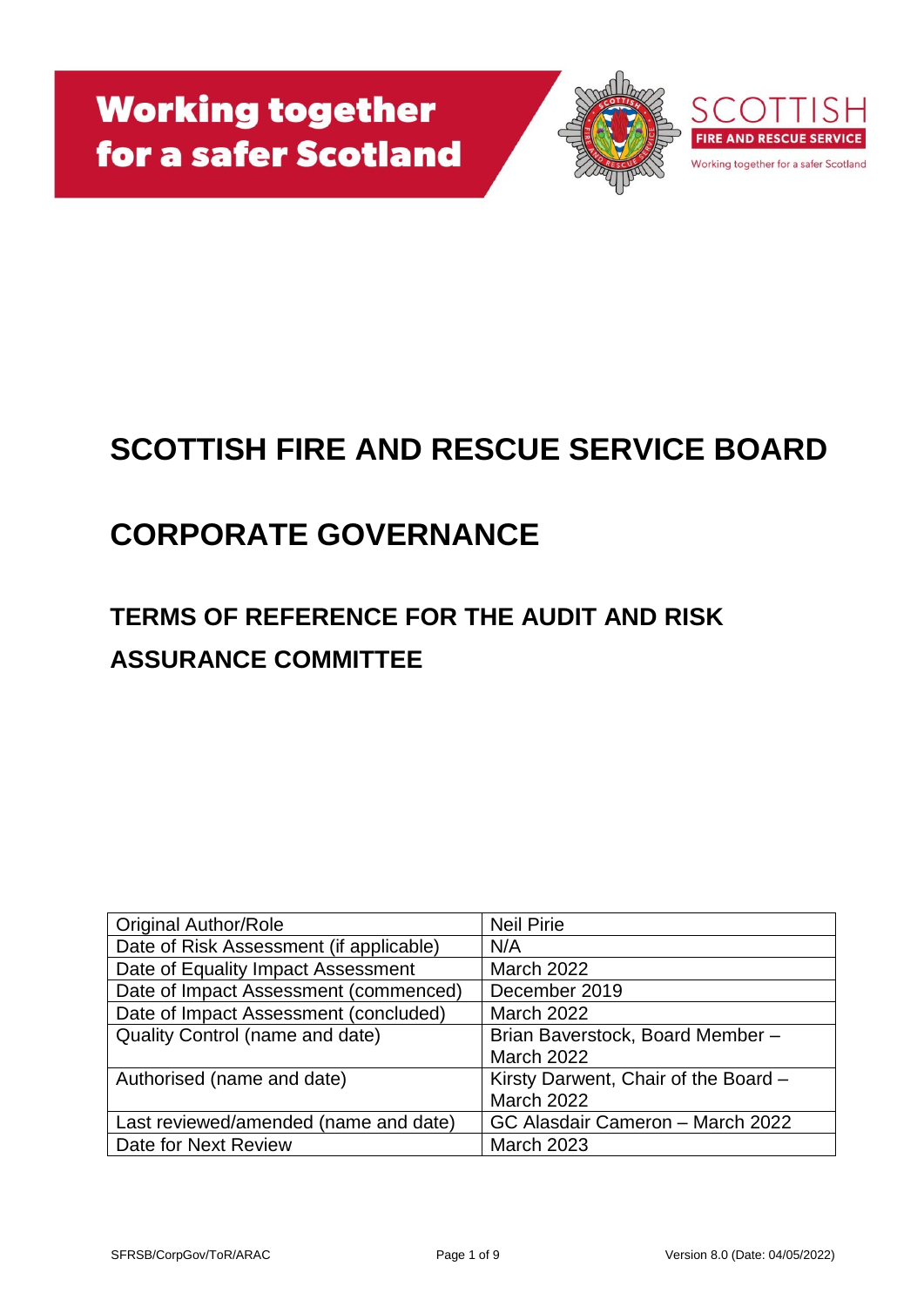**Working together for a safer Scotland**

SCOTTISH FIRE AND RESCUE SERVICE

Working together for a safer Scotland

# SCOTTISH FIRE AND RESCUE SERVICE BOARD

# CORPORATE GOVERNANCE

## TERMS OF REFERENCE FOR THE AUDIT AND RISK ASSURANCE COMMITTEE

| | |
|---|---|
| Original Author/Role | Neil Pirie |
| Date of Risk Assessment (if applicable) | N/A |
| Date of Equality Impact Assessment | March 2022 |
| Date of Impact Assessment (commenced) | December 2019 |
| Date of Impact Assessment (concluded) | March 2022 |
| Quality Control (name and date) | Brian Baverstock, Board Member – March 2022 |
| Authorised (name and date) | Kirsty Darwent, Chair of the Board – March 2022 |
| Last reviewed/amended (name and date) | GC Alasdair Cameron – March 2022 |
| Date for Next Review | March 2023 |

SFRSB/CorpGov/ToR/ARAC Version 8.0 (Date: 04/05/2022)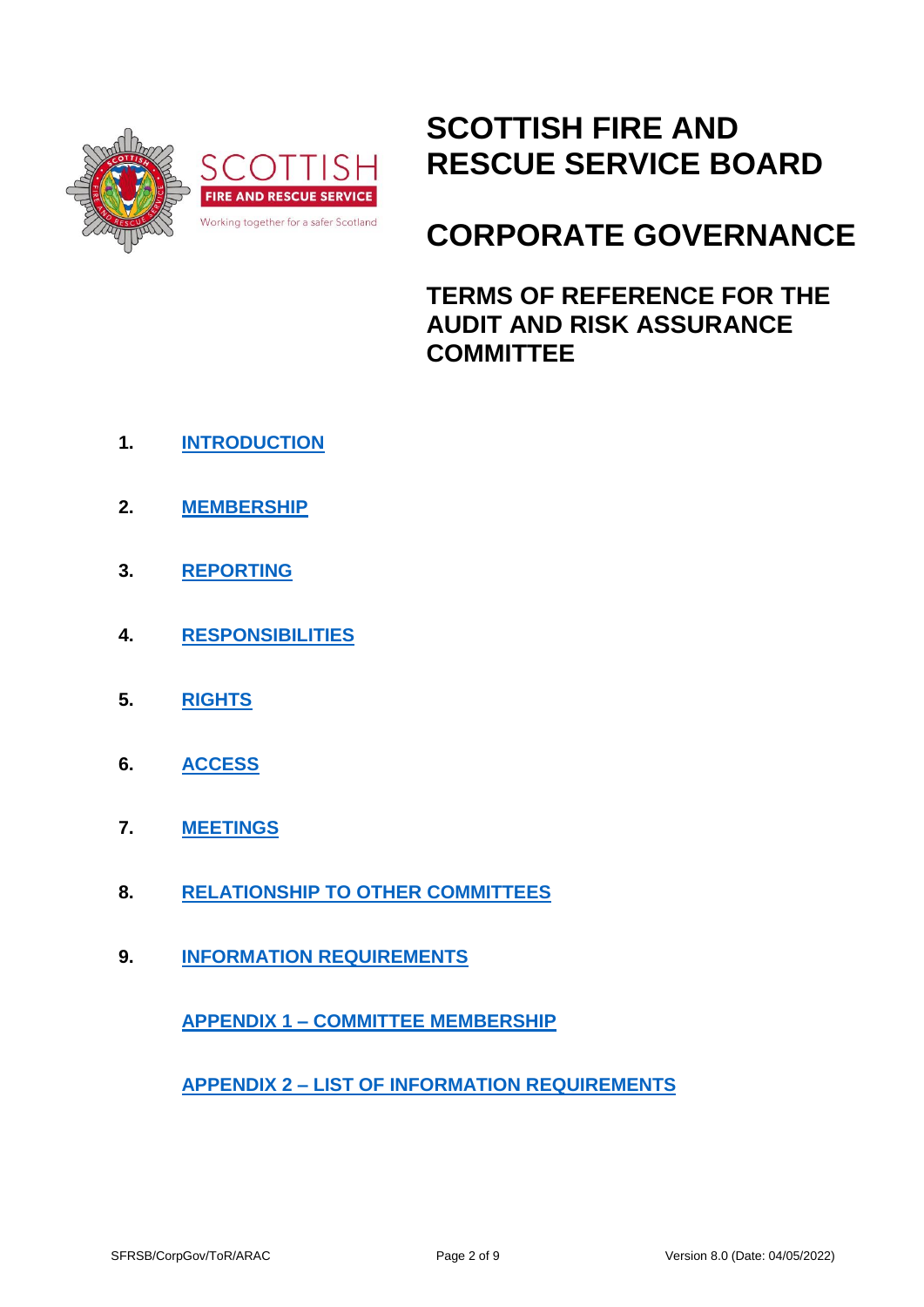# SCOTTISH FIRE AND RESCUE SERVICE BOARD

# CORPORATE GOVERNANCE

## TERMS OF REFERENCE FOR THE AUDIT AND RISK ASSURANCE COMMITTEE

1. INTRODUCTION
2. MEMBERSHIP
3. REPORTING
4. RESPONSIBILITIES
5. RIGHTS
6. ACCESS
7. MEETINGS
8. RELATIONSHIP TO OTHER COMMITTEES
9. INFORMATION REQUIREMENTS

APPENDIX 1 – COMMITTEE MEMBERSHIP

APPENDIX 2 – LIST OF INFORMATION REQUIREMENTS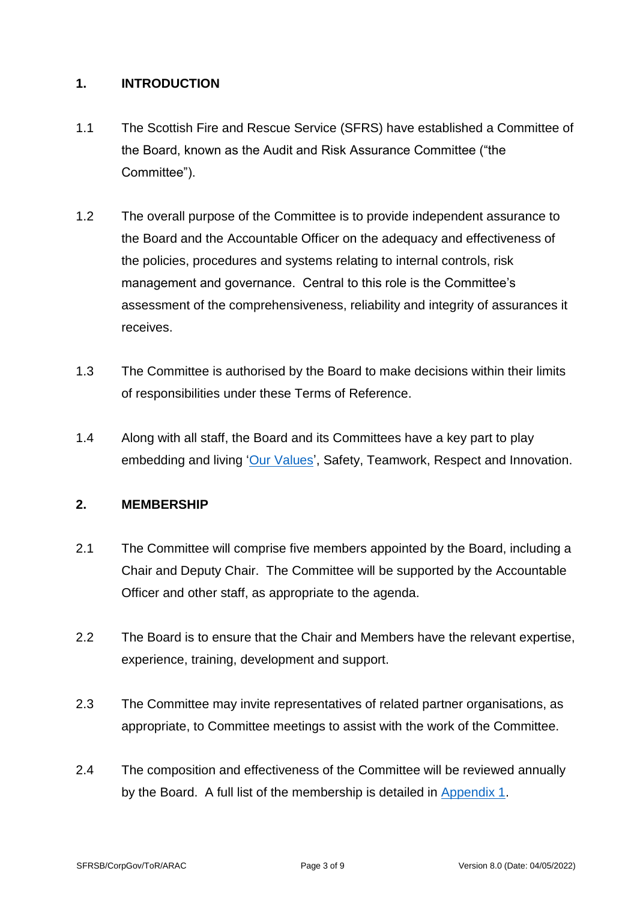## 1. INTRODUCTION

1.1 The Scottish Fire and Rescue Service (SFRS) have established a Committee of the Board, known as the Audit and Risk Assurance Committee ("the Committee").

1.2 The overall purpose of the Committee is to provide independent assurance to the Board and the Accountable Officer on the adequacy and effectiveness of the policies, procedures and systems relating to internal controls, risk management and governance. Central to this role is the Committee's assessment of the comprehensiveness, reliability and integrity of assurances it receives.

1.3 The Committee is authorised by the Board to make decisions within their limits of responsibilities under these Terms of Reference.

1.4 Along with all staff, the Board and its Committees have a key part to play embedding and living 'Our Values', Safety, Teamwork, Respect and Innovation.

## 2. MEMBERSHIP

2.1 The Committee will comprise five members appointed by the Board, including a Chair and Deputy Chair. The Committee will be supported by the Accountable Officer and other staff, as appropriate to the agenda.

2.2 The Board is to ensure that the Chair and Members have the relevant expertise, experience, training, development and support.

2.3 The Committee may invite representatives of related partner organisations, as appropriate, to Committee meetings to assist with the work of the Committee.

2.4 The composition and effectiveness of the Committee will be reviewed annually by the Board. A full list of the membership is detailed in Appendix 1.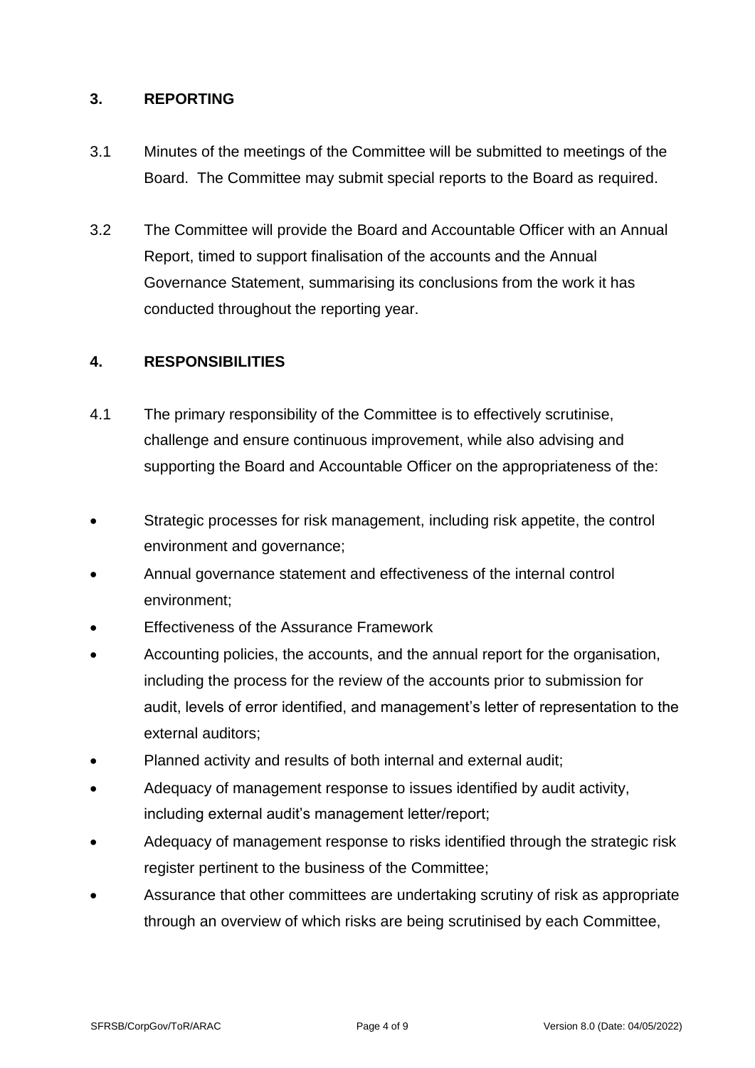## 3. REPORTING

3.1 Minutes of the meetings of the Committee will be submitted to meetings of the Board. The Committee may submit special reports to the Board as required.

3.2 The Committee will provide the Board and Accountable Officer with an Annual Report, timed to support finalisation of the accounts and the Annual Governance Statement, summarising its conclusions from the work it has conducted throughout the reporting year.

## 4. RESPONSIBILITIES

4.1 The primary responsibility of the Committee is to effectively scrutinise, challenge and ensure continuous improvement, while also advising and supporting the Board and Accountable Officer on the appropriateness of the:

- Strategic processes for risk management, including risk appetite, the control environment and governance;
- Annual governance statement and effectiveness of the internal control environment;
- Effectiveness of the Assurance Framework
- Accounting policies, the accounts, and the annual report for the organisation, including the process for the review of the accounts prior to submission for audit, levels of error identified, and management's letter of representation to the external auditors;
- Planned activity and results of both internal and external audit;
- Adequacy of management response to issues identified by audit activity, including external audit's management letter/report;
- Adequacy of management response to risks identified through the strategic risk register pertinent to the business of the Committee;
- Assurance that other committees are undertaking scrutiny of risk as appropriate through an overview of which risks are being scrutinised by each Committee,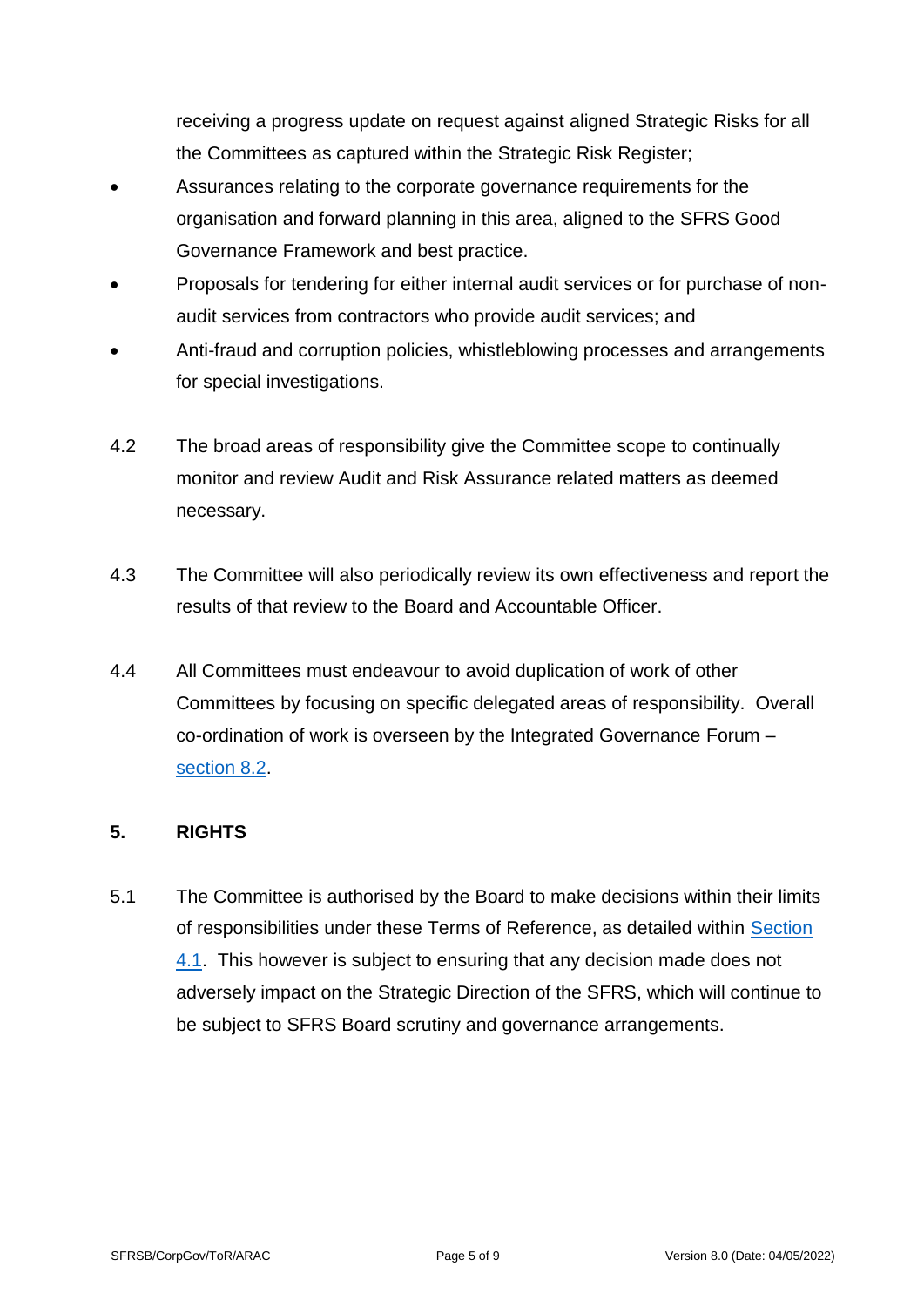receiving a progress update on request against aligned Strategic Risks for all the Committees as captured within the Strategic Risk Register;

- Assurances relating to the corporate governance requirements for the organisation and forward planning in this area, aligned to the SFRS Good Governance Framework and best practice.
- Proposals for tendering for either internal audit services or for purchase of non-audit services from contractors who provide audit services; and
- Anti-fraud and corruption policies, whistleblowing processes and arrangements for special investigations.

4.2 The broad areas of responsibility give the Committee scope to continually monitor and review Audit and Risk Assurance related matters as deemed necessary.

4.3 The Committee will also periodically review its own effectiveness and report the results of that review to the Board and Accountable Officer.

4.4 All Committees must endeavour to avoid duplication of work of other Committees by focusing on specific delegated areas of responsibility. Overall co-ordination of work is overseen by the Integrated Governance Forum – section 8.2.

## 5. RIGHTS

5.1 The Committee is authorised by the Board to make decisions within their limits of responsibilities under these Terms of Reference, as detailed within Section 4.1. This however is subject to ensuring that any decision made does not adversely impact on the Strategic Direction of the SFRS, which will continue to be subject to SFRS Board scrutiny and governance arrangements.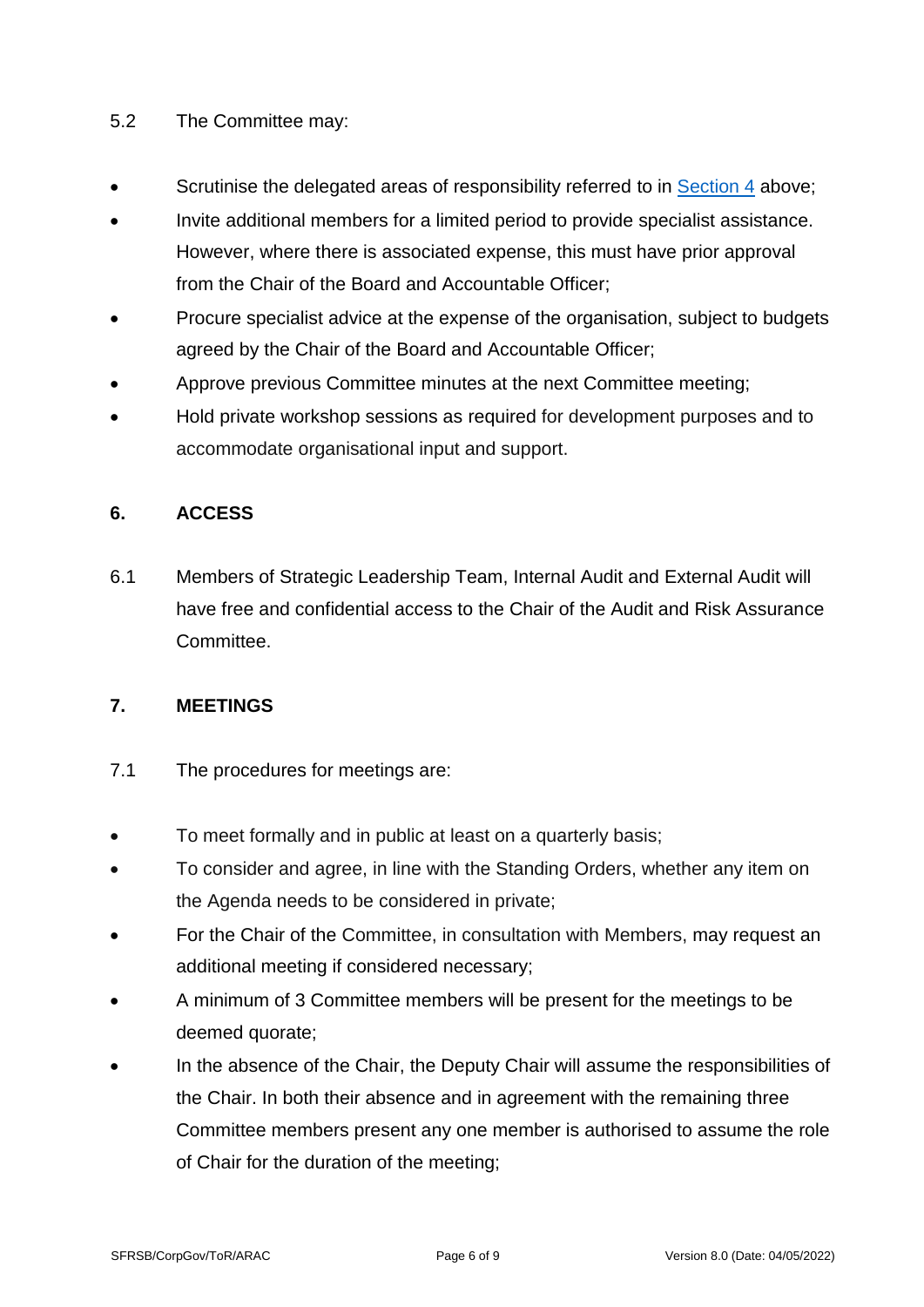5.2 The Committee may:

- Scrutinise the delegated areas of responsibility referred to in Section 4 above;
- Invite additional members for a limited period to provide specialist assistance. However, where there is associated expense, this must have prior approval from the Chair of the Board and Accountable Officer;
- Procure specialist advice at the expense of the organisation, subject to budgets agreed by the Chair of the Board and Accountable Officer;
- Approve previous Committee minutes at the next Committee meeting;
- Hold private workshop sessions as required for development purposes and to accommodate organisational input and support.

## 6. ACCESS

6.1 Members of Strategic Leadership Team, Internal Audit and External Audit will have free and confidential access to the Chair of the Audit and Risk Assurance Committee.

## 7. MEETINGS

7.1 The procedures for meetings are:

- To meet formally and in public at least on a quarterly basis;
- To consider and agree, in line with the Standing Orders, whether any item on the Agenda needs to be considered in private;
- For the Chair of the Committee, in consultation with Members, may request an additional meeting if considered necessary;
- A minimum of 3 Committee members will be present for the meetings to be deemed quorate;
- In the absence of the Chair, the Deputy Chair will assume the responsibilities of the Chair. In both their absence and in agreement with the remaining three Committee members present any one member is authorised to assume the role of Chair for the duration of the meeting;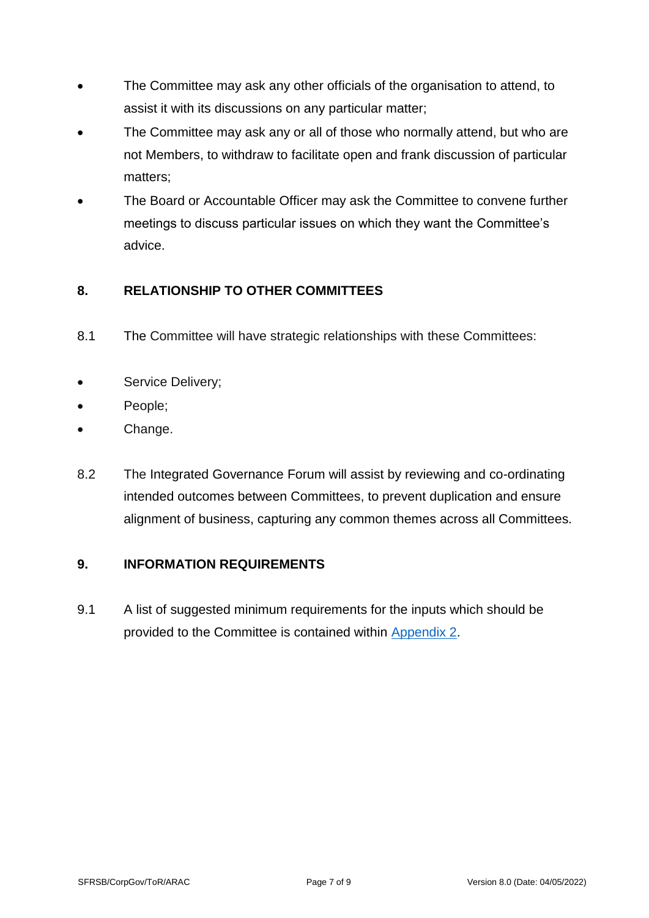- The Committee may ask any other officials of the organisation to attend, to assist it with its discussions on any particular matter;
- The Committee may ask any or all of those who normally attend, but who are not Members, to withdraw to facilitate open and frank discussion of particular matters;
- The Board or Accountable Officer may ask the Committee to convene further meetings to discuss particular issues on which they want the Committee's advice.

## 8. RELATIONSHIP TO OTHER COMMITTEES

8.1 The Committee will have strategic relationships with these Committees:

- Service Delivery;
- People;
- Change.

8.2 The Integrated Governance Forum will assist by reviewing and co-ordinating intended outcomes between Committees, to prevent duplication and ensure alignment of business, capturing any common themes across all Committees.

## 9. INFORMATION REQUIREMENTS

9.1 A list of suggested minimum requirements for the inputs which should be provided to the Committee is contained within Appendix 2.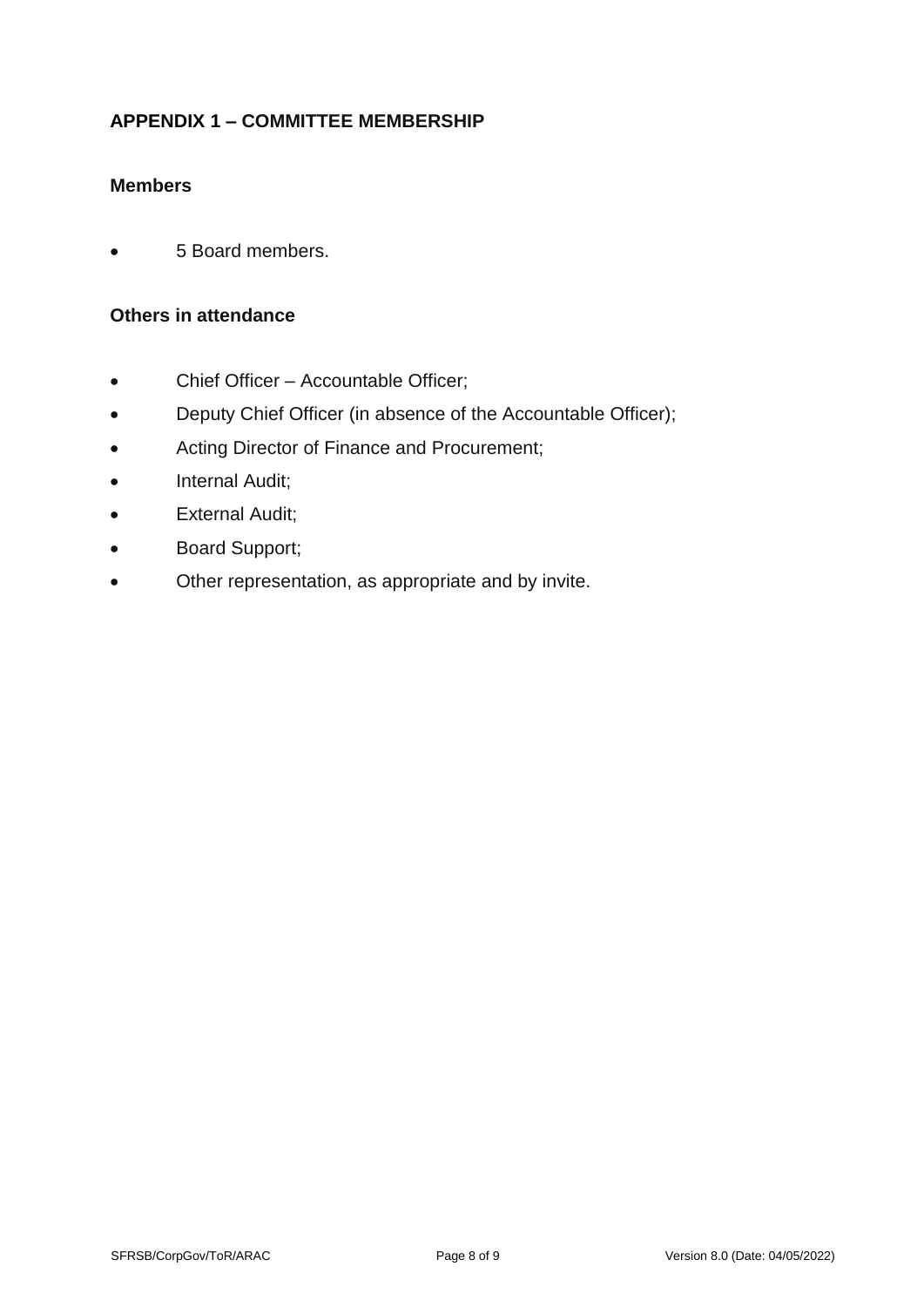## APPENDIX 1 – COMMITTEE MEMBERSHIP

### Members

- 5 Board members.

### Others in attendance

- Chief Officer – Accountable Officer;
- Deputy Chief Officer (in absence of the Accountable Officer);
- Acting Director of Finance and Procurement;
- Internal Audit;
- External Audit;
- Board Support;
- Other representation, as appropriate and by invite.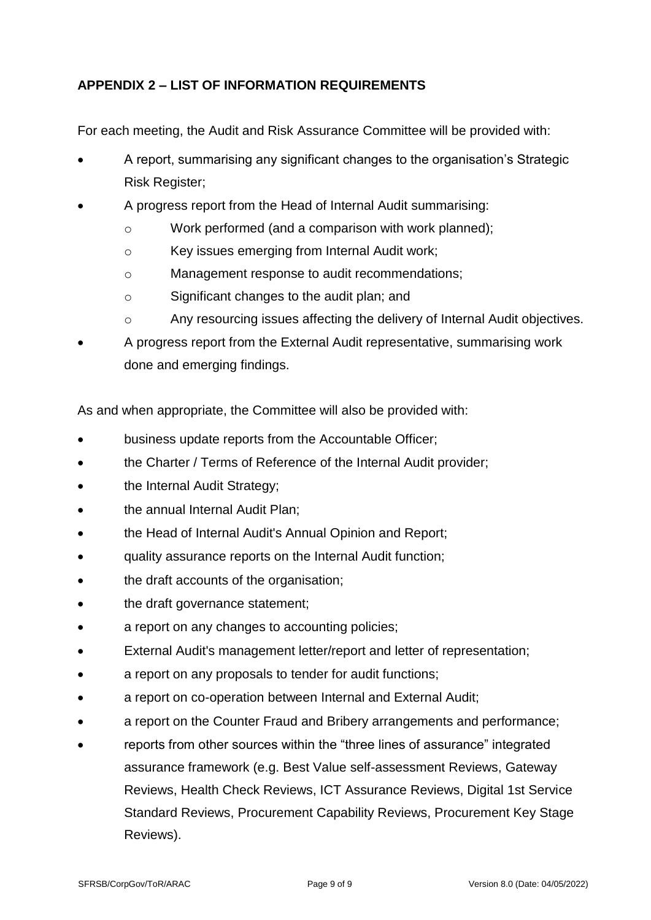## APPENDIX 2 – LIST OF INFORMATION REQUIREMENTS

For each meeting, the Audit and Risk Assurance Committee will be provided with:

- A report, summarising any significant changes to the organisation's Strategic Risk Register;
- A progress report from the Head of Internal Audit summarising:
  - Work performed (and a comparison with work planned);
  - Key issues emerging from Internal Audit work;
  - Management response to audit recommendations;
  - Significant changes to the audit plan; and
  - Any resourcing issues affecting the delivery of Internal Audit objectives.
- A progress report from the External Audit representative, summarising work done and emerging findings.

As and when appropriate, the Committee will also be provided with:

- business update reports from the Accountable Officer;
- the Charter / Terms of Reference of the Internal Audit provider;
- the Internal Audit Strategy;
- the annual Internal Audit Plan;
- the Head of Internal Audit's Annual Opinion and Report;
- quality assurance reports on the Internal Audit function;
- the draft accounts of the organisation;
- the draft governance statement;
- a report on any changes to accounting policies;
- External Audit's management letter/report and letter of representation;
- a report on any proposals to tender for audit functions;
- a report on co-operation between Internal and External Audit;
- a report on the Counter Fraud and Bribery arrangements and performance;
- reports from other sources within the "three lines of assurance" integrated assurance framework (e.g. Best Value self-assessment Reviews, Gateway Reviews, Health Check Reviews, ICT Assurance Reviews, Digital 1st Service Standard Reviews, Procurement Capability Reviews, Procurement Key Stage Reviews).